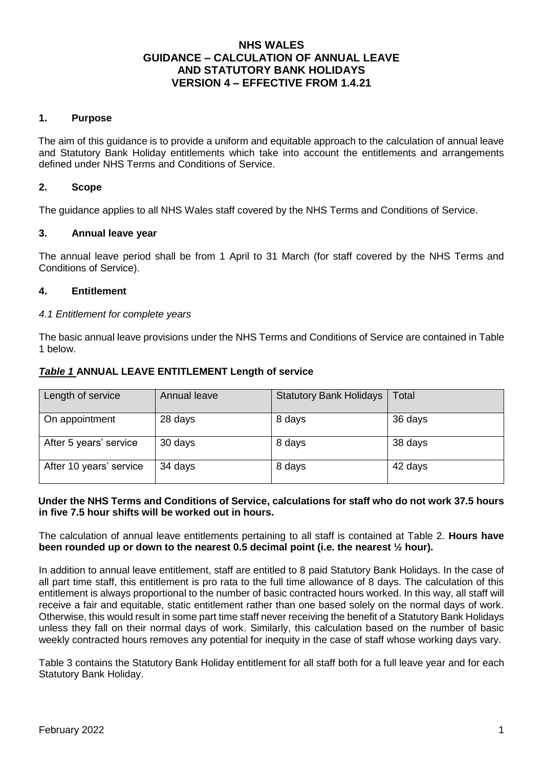# NHS WALES
# GUIDANCE – CALCULATION OF ANNUAL LEAVE AND STATUTORY BANK HOLIDAYS
# VERSION 4 – EFFECTIVE FROM 1.4.21

## 1. Purpose

The aim of this guidance is to provide a uniform and equitable approach to the calculation of annual leave and Statutory Bank Holiday entitlements which take into account the entitlements and arrangements defined under NHS Terms and Conditions of Service.

## 2. Scope

The guidance applies to all NHS Wales staff covered by the NHS Terms and Conditions of Service.

## 3. Annual leave year

The annual leave period shall be from 1 April to 31 March (for staff covered by the NHS Terms and Conditions of Service).

## 4. Entitlement

*4.1 Entitlement for complete years*

The basic annual leave provisions under the NHS Terms and Conditions of Service are contained in Table 1 below.

***Table 1*** **ANNUAL LEAVE ENTITLEMENT Length of service**

| Length of service | Annual leave | Statutory Bank Holidays | Total |
|---|---|---|---|
| On appointment | 28 days | 8 days | 36 days |
| After 5 years' service | 30 days | 8 days | 38 days |
| After 10 years' service | 34 days | 8 days | 42 days |

**Under the NHS Terms and Conditions of Service, calculations for staff who do not work 37.5 hours in five 7.5 hour shifts will be worked out in hours.**

The calculation of annual leave entitlements pertaining to all staff is contained at Table 2. **Hours have been rounded up or down to the nearest 0.5 decimal point (i.e. the nearest ½ hour).**

In addition to annual leave entitlement, staff are entitled to 8 paid Statutory Bank Holidays. In the case of all part time staff, this entitlement is pro rata to the full time allowance of 8 days. The calculation of this entitlement is always proportional to the number of basic contracted hours worked. In this way, all staff will receive a fair and equitable, static entitlement rather than one based solely on the normal days of work. Otherwise, this would result in some part time staff never receiving the benefit of a Statutory Bank Holidays unless they fall on their normal days of work. Similarly, this calculation based on the number of basic weekly contracted hours removes any potential for inequity in the case of staff whose working days vary.

Table 3 contains the Statutory Bank Holiday entitlement for all staff both for a full leave year and for each Statutory Bank Holiday.

February 2022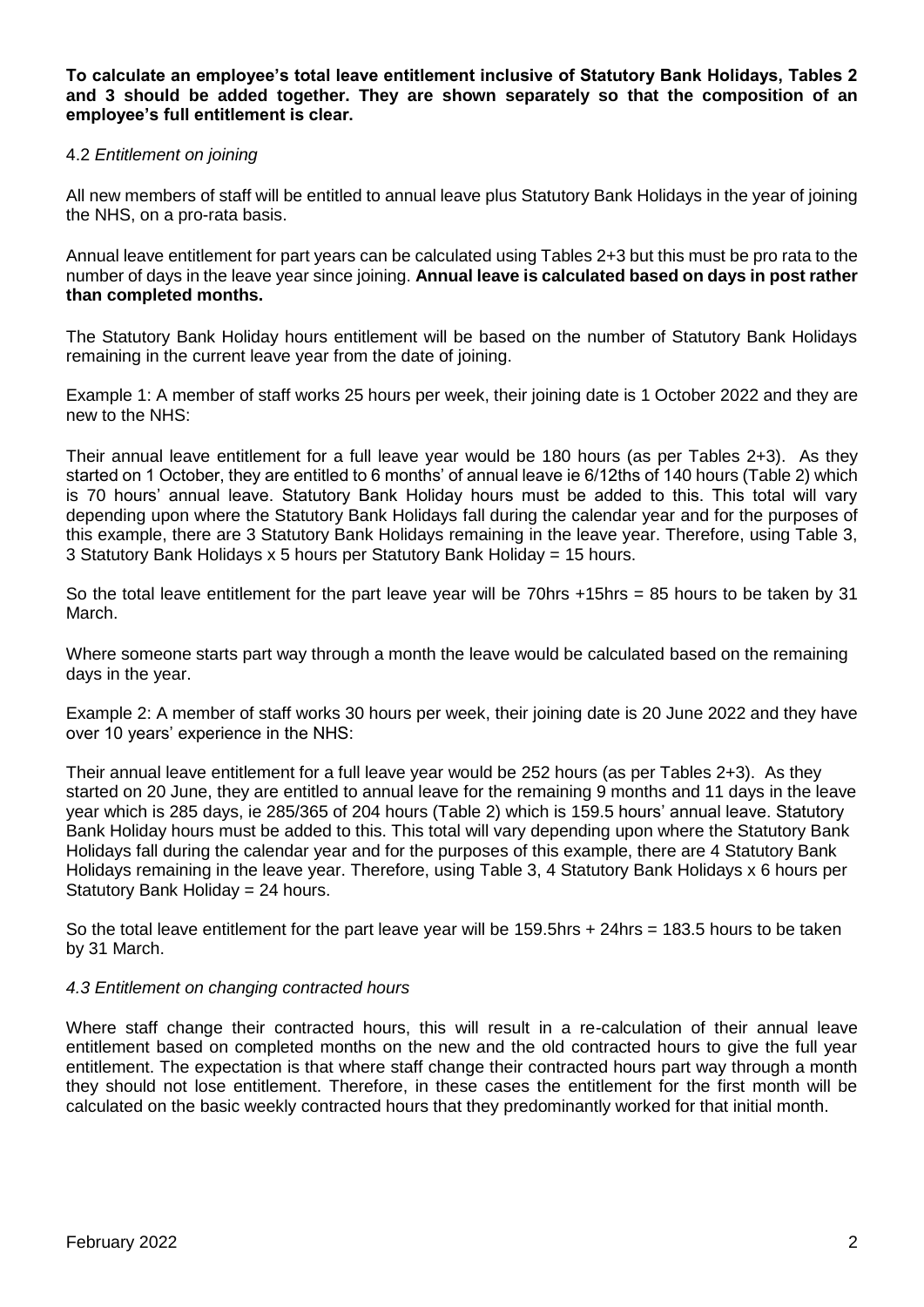**To calculate an employee's total leave entitlement inclusive of Statutory Bank Holidays, Tables 2 and 3 should be added together. They are shown separately so that the composition of an employee's full entitlement is clear.**

### 4.2 *Entitlement on joining*

All new members of staff will be entitled to annual leave plus Statutory Bank Holidays in the year of joining the NHS, on a pro-rata basis.

Annual leave entitlement for part years can be calculated using Tables 2+3 but this must be pro rata to the number of days in the leave year since joining. **Annual leave is calculated based on days in post rather than completed months.**

The Statutory Bank Holiday hours entitlement will be based on the number of Statutory Bank Holidays remaining in the current leave year from the date of joining.

Example 1: A member of staff works 25 hours per week, their joining date is 1 October 2022 and they are new to the NHS:

Their annual leave entitlement for a full leave year would be 180 hours (as per Tables 2+3). As they started on 1 October, they are entitled to 6 months' of annual leave ie 6/12ths of 140 hours (Table 2) which is 70 hours' annual leave. Statutory Bank Holiday hours must be added to this. This total will vary depending upon where the Statutory Bank Holidays fall during the calendar year and for the purposes of this example, there are 3 Statutory Bank Holidays remaining in the leave year. Therefore, using Table 3, 3 Statutory Bank Holidays x 5 hours per Statutory Bank Holiday = 15 hours.

So the total leave entitlement for the part leave year will be 70hrs +15hrs = 85 hours to be taken by 31 March.

Where someone starts part way through a month the leave would be calculated based on the remaining days in the year.

Example 2: A member of staff works 30 hours per week, their joining date is 20 June 2022 and they have over 10 years' experience in the NHS:

Their annual leave entitlement for a full leave year would be 252 hours (as per Tables 2+3). As they started on 20 June, they are entitled to annual leave for the remaining 9 months and 11 days in the leave year which is 285 days, ie 285/365 of 204 hours (Table 2) which is 159.5 hours' annual leave. Statutory Bank Holiday hours must be added to this. This total will vary depending upon where the Statutory Bank Holidays fall during the calendar year and for the purposes of this example, there are 4 Statutory Bank Holidays remaining in the leave year. Therefore, using Table 3, 4 Statutory Bank Holidays x 6 hours per Statutory Bank Holiday = 24 hours.

So the total leave entitlement for the part leave year will be 159.5hrs + 24hrs = 183.5 hours to be taken by 31 March.

### *4.3 Entitlement on changing contracted hours*

Where staff change their contracted hours, this will result in a re-calculation of their annual leave entitlement based on completed months on the new and the old contracted hours to give the full year entitlement. The expectation is that where staff change their contracted hours part way through a month they should not lose entitlement. Therefore, in these cases the entitlement for the first month will be calculated on the basic weekly contracted hours that they predominantly worked for that initial month.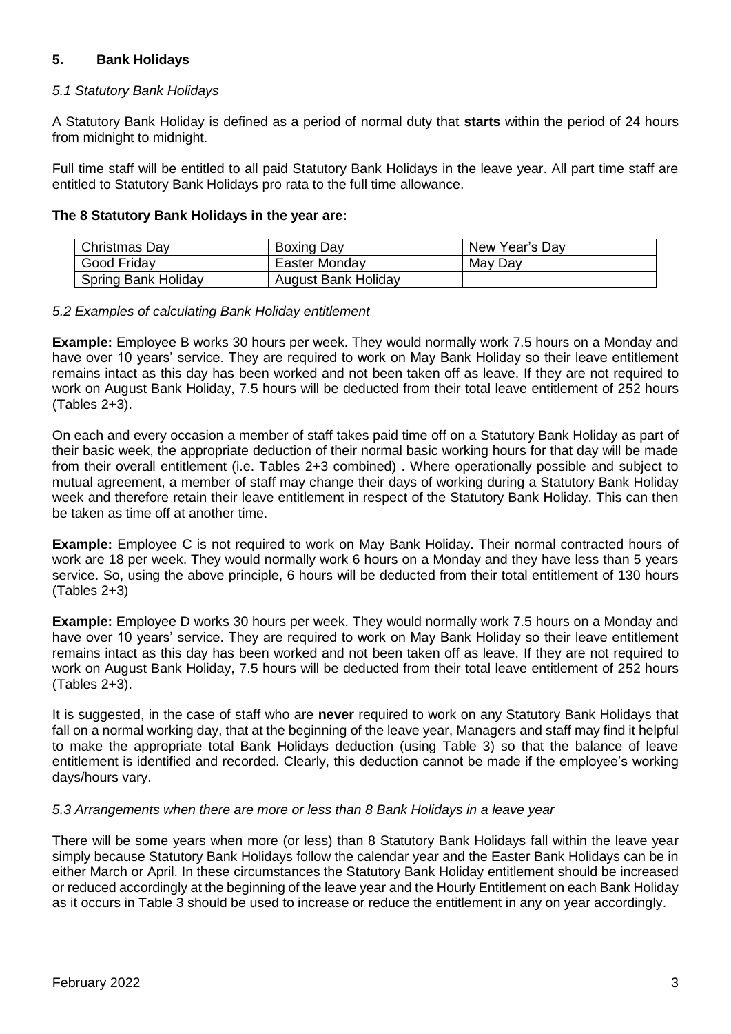## 5. Bank Holidays

### *5.1 Statutory Bank Holidays*

A Statutory Bank Holiday is defined as a period of normal duty that **starts** within the period of 24 hours from midnight to midnight.

Full time staff will be entitled to all paid Statutory Bank Holidays in the leave year. All part time staff are entitled to Statutory Bank Holidays pro rata to the full time allowance.

**The 8 Statutory Bank Holidays in the year are:**

| Christmas Day | Boxing Day | New Year's Day |
|---|---|---|
| Good Friday | Easter Monday | May Day |
| Spring Bank Holiday | August Bank Holiday | |

### *5.2 Examples of calculating Bank Holiday entitlement*

**Example:** Employee B works 30 hours per week. They would normally work 7.5 hours on a Monday and have over 10 years' service. They are required to work on May Bank Holiday so their leave entitlement remains intact as this day has been worked and not been taken off as leave. If they are not required to work on August Bank Holiday, 7.5 hours will be deducted from their total leave entitlement of 252 hours (Tables 2+3).

On each and every occasion a member of staff takes paid time off on a Statutory Bank Holiday as part of their basic week, the appropriate deduction of their normal basic working hours for that day will be made from their overall entitlement (i.e. Tables 2+3 combined) . Where operationally possible and subject to mutual agreement, a member of staff may change their days of working during a Statutory Bank Holiday week and therefore retain their leave entitlement in respect of the Statutory Bank Holiday. This can then be taken as time off at another time.

**Example:** Employee C is not required to work on May Bank Holiday. Their normal contracted hours of work are 18 per week. They would normally work 6 hours on a Monday and they have less than 5 years service. So, using the above principle, 6 hours will be deducted from their total entitlement of 130 hours (Tables 2+3)

**Example:** Employee D works 30 hours per week. They would normally work 7.5 hours on a Monday and have over 10 years' service. They are required to work on May Bank Holiday so their leave entitlement remains intact as this day has been worked and not been taken off as leave. If they are not required to work on August Bank Holiday, 7.5 hours will be deducted from their total leave entitlement of 252 hours (Tables 2+3).

It is suggested, in the case of staff who are **never** required to work on any Statutory Bank Holidays that fall on a normal working day, that at the beginning of the leave year, Managers and staff may find it helpful to make the appropriate total Bank Holidays deduction (using Table 3) so that the balance of leave entitlement is identified and recorded. Clearly, this deduction cannot be made if the employee's working days/hours vary.

### *5.3 Arrangements when there are more or less than 8 Bank Holidays in a leave year*

There will be some years when more (or less) than 8 Statutory Bank Holidays fall within the leave year simply because Statutory Bank Holidays follow the calendar year and the Easter Bank Holidays can be in either March or April. In these circumstances the Statutory Bank Holiday entitlement should be increased or reduced accordingly at the beginning of the leave year and the Hourly Entitlement on each Bank Holiday as it occurs in Table 3 should be used to increase or reduce the entitlement in any on year accordingly.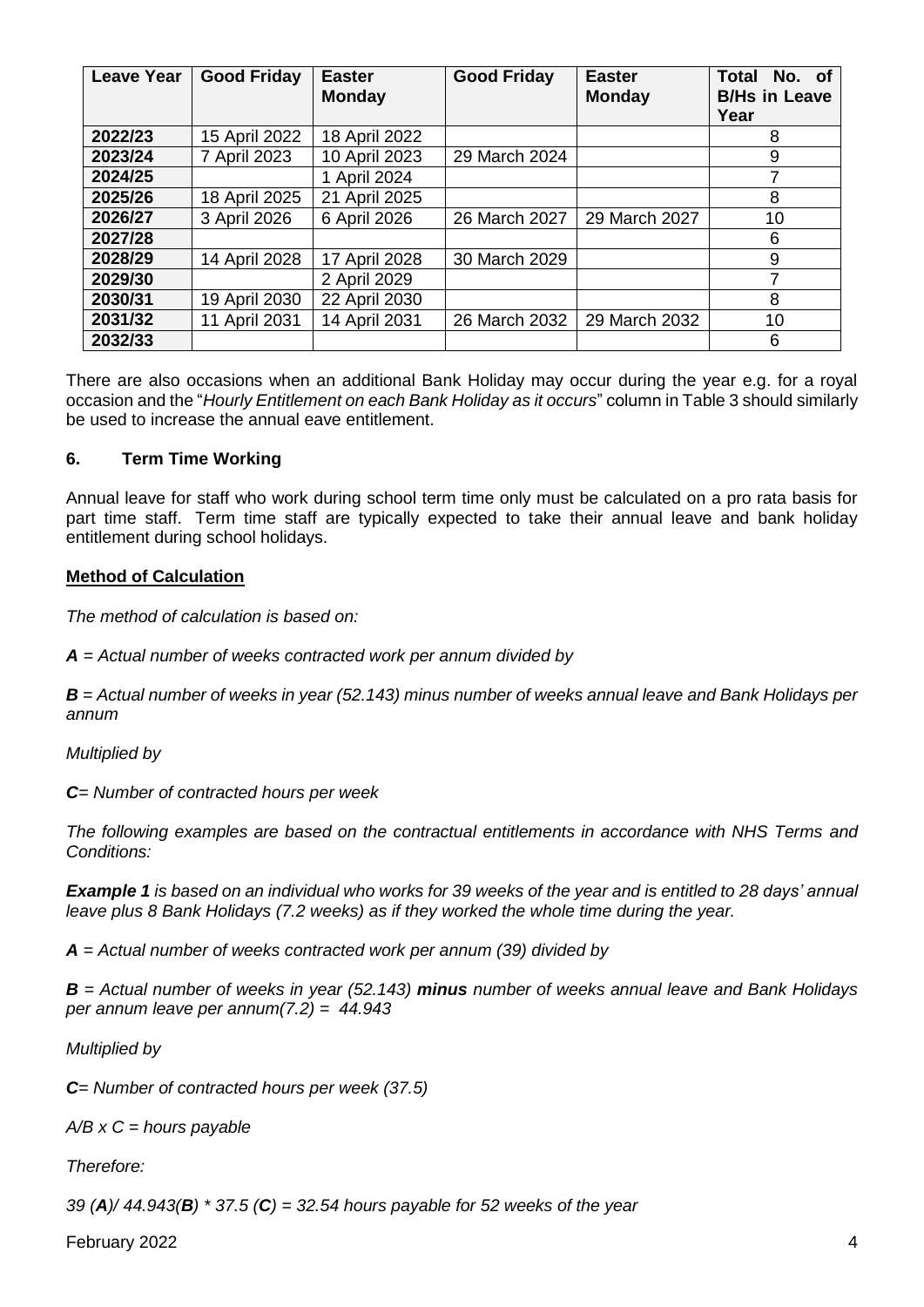| Leave Year | Good Friday | Easter Monday | Good Friday | Easter Monday | Total No. of B/Hs in Leave Year |
|---|---|---|---|---|---|
| **2022/23** | 15 April 2022 | 18 April 2022 | | | 8 |
| **2023/24** | 7 April 2023 | 10 April 2023 | 29 March 2024 | | 9 |
| **2024/25** | | 1 April 2024 | | | 7 |
| **2025/26** | 18 April 2025 | 21 April 2025 | | | 8 |
| **2026/27** | 3 April 2026 | 6 April 2026 | 26 March 2027 | 29 March 2027 | 10 |
| **2027/28** | | | | | 6 |
| **2028/29** | 14 April 2028 | 17 April 2028 | 30 March 2029 | | 9 |
| **2029/30** | | 2 April 2029 | | | 7 |
| **2030/31** | 19 April 2030 | 22 April 2030 | | | 8 |
| **2031/32** | 11 April 2031 | 14 April 2031 | 26 March 2032 | 29 March 2032 | 10 |
| **2032/33** | | | | | 6 |

There are also occasions when an additional Bank Holiday may occur during the year e.g. for a royal occasion and the "*Hourly Entitlement on each Bank Holiday as it occurs*" column in Table 3 should similarly be used to increase the annual eave entitlement.

## 6. Term Time Working

Annual leave for staff who work during school term time only must be calculated on a pro rata basis for part time staff. Term time staff are typically expected to take their annual leave and bank holiday entitlement during school holidays.

**Method of Calculation**

*The method of calculation is based on:*

***A** = Actual number of weeks contracted work per annum divided by*

***B** = Actual number of weeks in year (52.143) minus number of weeks annual leave and Bank Holidays per annum*

*Multiplied by*

***C**= Number of contracted hours per week*

*The following examples are based on the contractual entitlements in accordance with NHS Terms and Conditions:*

***Example 1** is based on an individual who works for 39 weeks of the year and is entitled to 28 days' annual leave plus 8 Bank Holidays (7.2 weeks) as if they worked the whole time during the year.*

***A** = Actual number of weeks contracted work per annum (39) divided by*

***B** = Actual number of weeks in year (52.143) **minus** number of weeks annual leave and Bank Holidays per annum leave per annum(7.2) = 44.943*

*Multiplied by*

***C**= Number of contracted hours per week (37.5)*

*A/B x C = hours payable*

*Therefore:*

*39 (**A**)/ 44.943(**B**) * 37.5 (**C**) = 32.54 hours payable for 52 weeks of the year*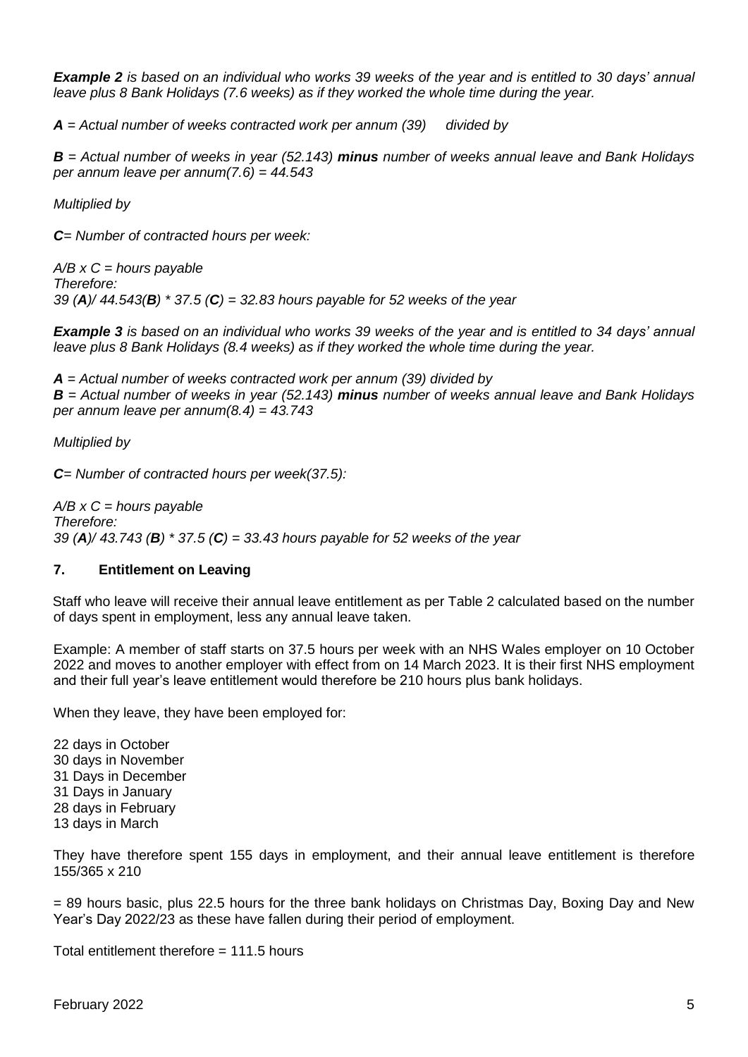***Example 2** is based on an individual who works 39 weeks of the year and is entitled to 30 days' annual leave plus 8 Bank Holidays (7.6 weeks) as if they worked the whole time during the year.*

***A** = Actual number of weeks contracted work per annum (39) divided by*

***B** = Actual number of weeks in year (52.143) **minus** number of weeks annual leave and Bank Holidays per annum leave per annum(7.6) = 44.543*

*Multiplied by*

***C**= Number of contracted hours per week:*

*A/B x C = hours payable*
*Therefore:*
*39 (**A**)/ 44.543(**B**) * 37.5 (**C**) = 32.83 hours payable for 52 weeks of the year*

***Example 3** is based on an individual who works 39 weeks of the year and is entitled to 34 days' annual leave plus 8 Bank Holidays (8.4 weeks) as if they worked the whole time during the year.*

***A** = Actual number of weeks contracted work per annum (39) divided by*
***B** = Actual number of weeks in year (52.143) **minus** number of weeks annual leave and Bank Holidays per annum leave per annum(8.4) = 43.743*

*Multiplied by*

***C**= Number of contracted hours per week(37.5):*

*A/B x C = hours payable*
*Therefore:*
*39 (**A**)/ 43.743 (**B**) * 37.5 (**C**) = 33.43 hours payable for 52 weeks of the year*

## 7. Entitlement on Leaving

Staff who leave will receive their annual leave entitlement as per Table 2 calculated based on the number of days spent in employment, less any annual leave taken.

Example: A member of staff starts on 37.5 hours per week with an NHS Wales employer on 10 October 2022 and moves to another employer with effect from on 14 March 2023. It is their first NHS employment and their full year's leave entitlement would therefore be 210 hours plus bank holidays.

When they leave, they have been employed for:

22 days in October
30 days in November
31 Days in December
31 Days in January
28 days in February
13 days in March

They have therefore spent 155 days in employment, and their annual leave entitlement is therefore 155/365 x 210

= 89 hours basic, plus 22.5 hours for the three bank holidays on Christmas Day, Boxing Day and New Year's Day 2022/23 as these have fallen during their period of employment.

Total entitlement therefore = 111.5 hours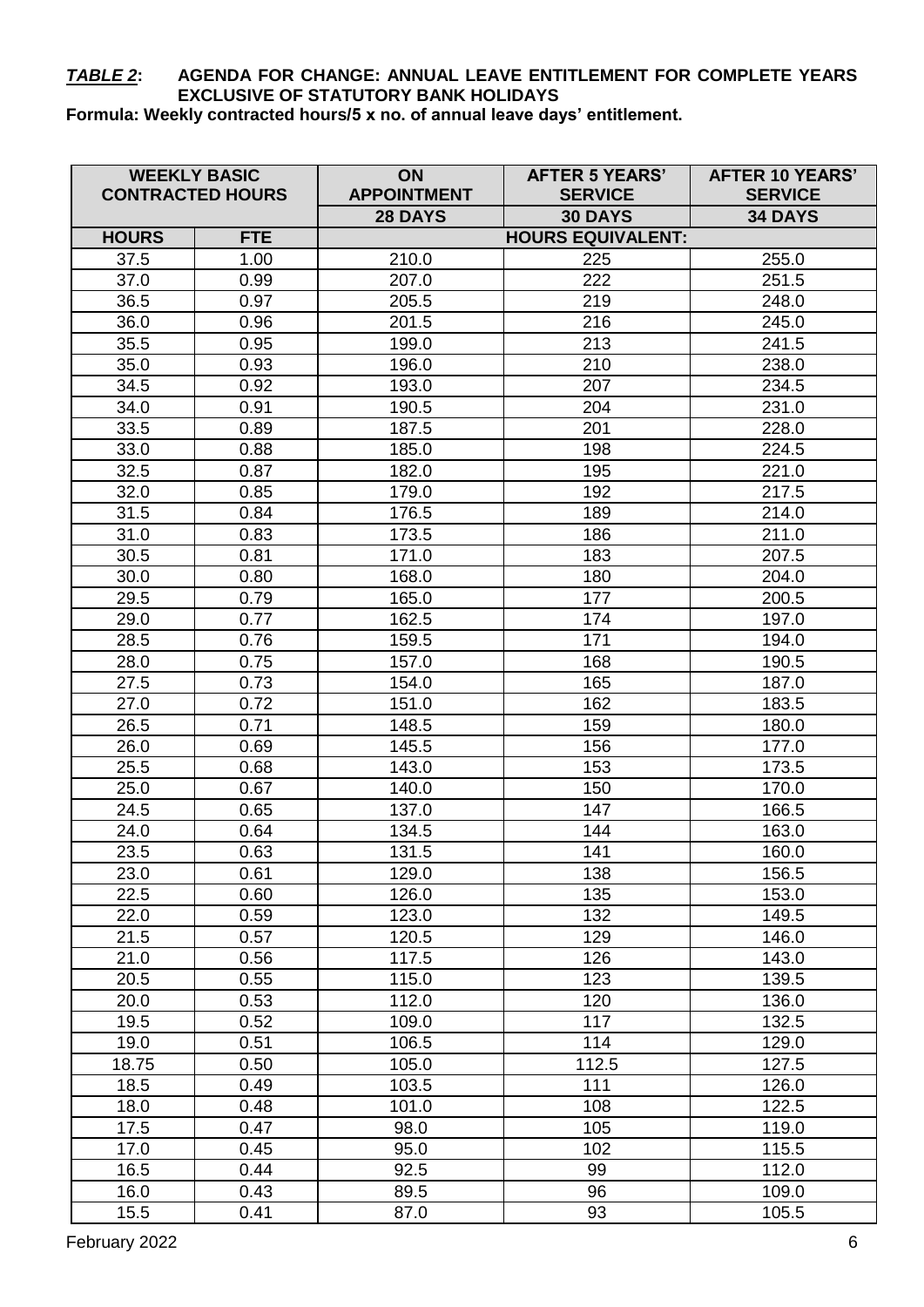***TABLE 2*: AGENDA FOR CHANGE: ANNUAL LEAVE ENTITLEMENT FOR COMPLETE YEARS EXCLUSIVE OF STATUTORY BANK HOLIDAYS**

**Formula: Weekly contracted hours/5 x no. of annual leave days' entitlement.**

| WEEKLY BASIC CONTRACTED HOURS | | ON APPOINTMENT | AFTER 5 YEARS' SERVICE | AFTER 10 YEARS' SERVICE |
|---|---|---|---|---|
| | | 28 DAYS | 30 DAYS | 34 DAYS |
| HOURS | FTE | HOURS EQUIVALENT: | | |
| 37.5 | 1.00 | 210.0 | 225 | 255.0 |
| 37.0 | 0.99 | 207.0 | 222 | 251.5 |
| 36.5 | 0.97 | 205.5 | 219 | 248.0 |
| 36.0 | 0.96 | 201.5 | 216 | 245.0 |
| 35.5 | 0.95 | 199.0 | 213 | 241.5 |
| 35.0 | 0.93 | 196.0 | 210 | 238.0 |
| 34.5 | 0.92 | 193.0 | 207 | 234.5 |
| 34.0 | 0.91 | 190.5 | 204 | 231.0 |
| 33.5 | 0.89 | 187.5 | 201 | 228.0 |
| 33.0 | 0.88 | 185.0 | 198 | 224.5 |
| 32.5 | 0.87 | 182.0 | 195 | 221.0 |
| 32.0 | 0.85 | 179.0 | 192 | 217.5 |
| 31.5 | 0.84 | 176.5 | 189 | 214.0 |
| 31.0 | 0.83 | 173.5 | 186 | 211.0 |
| 30.5 | 0.81 | 171.0 | 183 | 207.5 |
| 30.0 | 0.80 | 168.0 | 180 | 204.0 |
| 29.5 | 0.79 | 165.0 | 177 | 200.5 |
| 29.0 | 0.77 | 162.5 | 174 | 197.0 |
| 28.5 | 0.76 | 159.5 | 171 | 194.0 |
| 28.0 | 0.75 | 157.0 | 168 | 190.5 |
| 27.5 | 0.73 | 154.0 | 165 | 187.0 |
| 27.0 | 0.72 | 151.0 | 162 | 183.5 |
| 26.5 | 0.71 | 148.5 | 159 | 180.0 |
| 26.0 | 0.69 | 145.5 | 156 | 177.0 |
| 25.5 | 0.68 | 143.0 | 153 | 173.5 |
| 25.0 | 0.67 | 140.0 | 150 | 170.0 |
| 24.5 | 0.65 | 137.0 | 147 | 166.5 |
| 24.0 | 0.64 | 134.5 | 144 | 163.0 |
| 23.5 | 0.63 | 131.5 | 141 | 160.0 |
| 23.0 | 0.61 | 129.0 | 138 | 156.5 |
| 22.5 | 0.60 | 126.0 | 135 | 153.0 |
| 22.0 | 0.59 | 123.0 | 132 | 149.5 |
| 21.5 | 0.57 | 120.5 | 129 | 146.0 |
| 21.0 | 0.56 | 117.5 | 126 | 143.0 |
| 20.5 | 0.55 | 115.0 | 123 | 139.5 |
| 20.0 | 0.53 | 112.0 | 120 | 136.0 |
| 19.5 | 0.52 | 109.0 | 117 | 132.5 |
| 19.0 | 0.51 | 106.5 | 114 | 129.0 |
| 18.75 | 0.50 | 105.0 | 112.5 | 127.5 |
| 18.5 | 0.49 | 103.5 | 111 | 126.0 |
| 18.0 | 0.48 | 101.0 | 108 | 122.5 |
| 17.5 | 0.47 | 98.0 | 105 | 119.0 |
| 17.0 | 0.45 | 95.0 | 102 | 115.5 |
| 16.5 | 0.44 | 92.5 | 99 | 112.0 |
| 16.0 | 0.43 | 89.5 | 96 | 109.0 |
| 15.5 | 0.41 | 87.0 | 93 | 105.5 |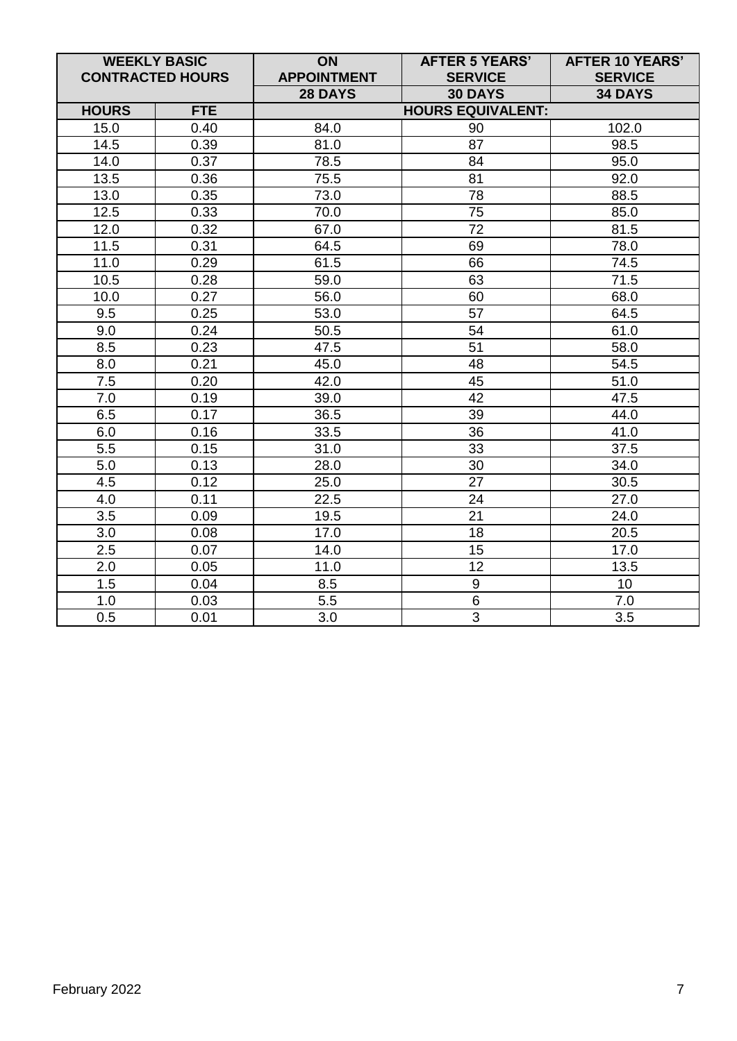| WEEKLY BASIC CONTRACTED HOURS | | ON APPOINTMENT | AFTER 5 YEARS' SERVICE | AFTER 10 YEARS' SERVICE |
|---|---|---|---|---|
| | | 28 DAYS | 30 DAYS | 34 DAYS |
| HOURS | FTE | HOURS EQUIVALENT: | | |
| 15.0 | 0.40 | 84.0 | 90 | 102.0 |
| 14.5 | 0.39 | 81.0 | 87 | 98.5 |
| 14.0 | 0.37 | 78.5 | 84 | 95.0 |
| 13.5 | 0.36 | 75.5 | 81 | 92.0 |
| 13.0 | 0.35 | 73.0 | 78 | 88.5 |
| 12.5 | 0.33 | 70.0 | 75 | 85.0 |
| 12.0 | 0.32 | 67.0 | 72 | 81.5 |
| 11.5 | 0.31 | 64.5 | 69 | 78.0 |
| 11.0 | 0.29 | 61.5 | 66 | 74.5 |
| 10.5 | 0.28 | 59.0 | 63 | 71.5 |
| 10.0 | 0.27 | 56.0 | 60 | 68.0 |
| 9.5 | 0.25 | 53.0 | 57 | 64.5 |
| 9.0 | 0.24 | 50.5 | 54 | 61.0 |
| 8.5 | 0.23 | 47.5 | 51 | 58.0 |
| 8.0 | 0.21 | 45.0 | 48 | 54.5 |
| 7.5 | 0.20 | 42.0 | 45 | 51.0 |
| 7.0 | 0.19 | 39.0 | 42 | 47.5 |
| 6.5 | 0.17 | 36.5 | 39 | 44.0 |
| 6.0 | 0.16 | 33.5 | 36 | 41.0 |
| 5.5 | 0.15 | 31.0 | 33 | 37.5 |
| 5.0 | 0.13 | 28.0 | 30 | 34.0 |
| 4.5 | 0.12 | 25.0 | 27 | 30.5 |
| 4.0 | 0.11 | 22.5 | 24 | 27.0 |
| 3.5 | 0.09 | 19.5 | 21 | 24.0 |
| 3.0 | 0.08 | 17.0 | 18 | 20.5 |
| 2.5 | 0.07 | 14.0 | 15 | 17.0 |
| 2.0 | 0.05 | 11.0 | 12 | 13.5 |
| 1.5 | 0.04 | 8.5 | 9 | 10 |
| 1.0 | 0.03 | 5.5 | 6 | 7.0 |
| 0.5 | 0.01 | 3.0 | 3 | 3.5 |

February 2022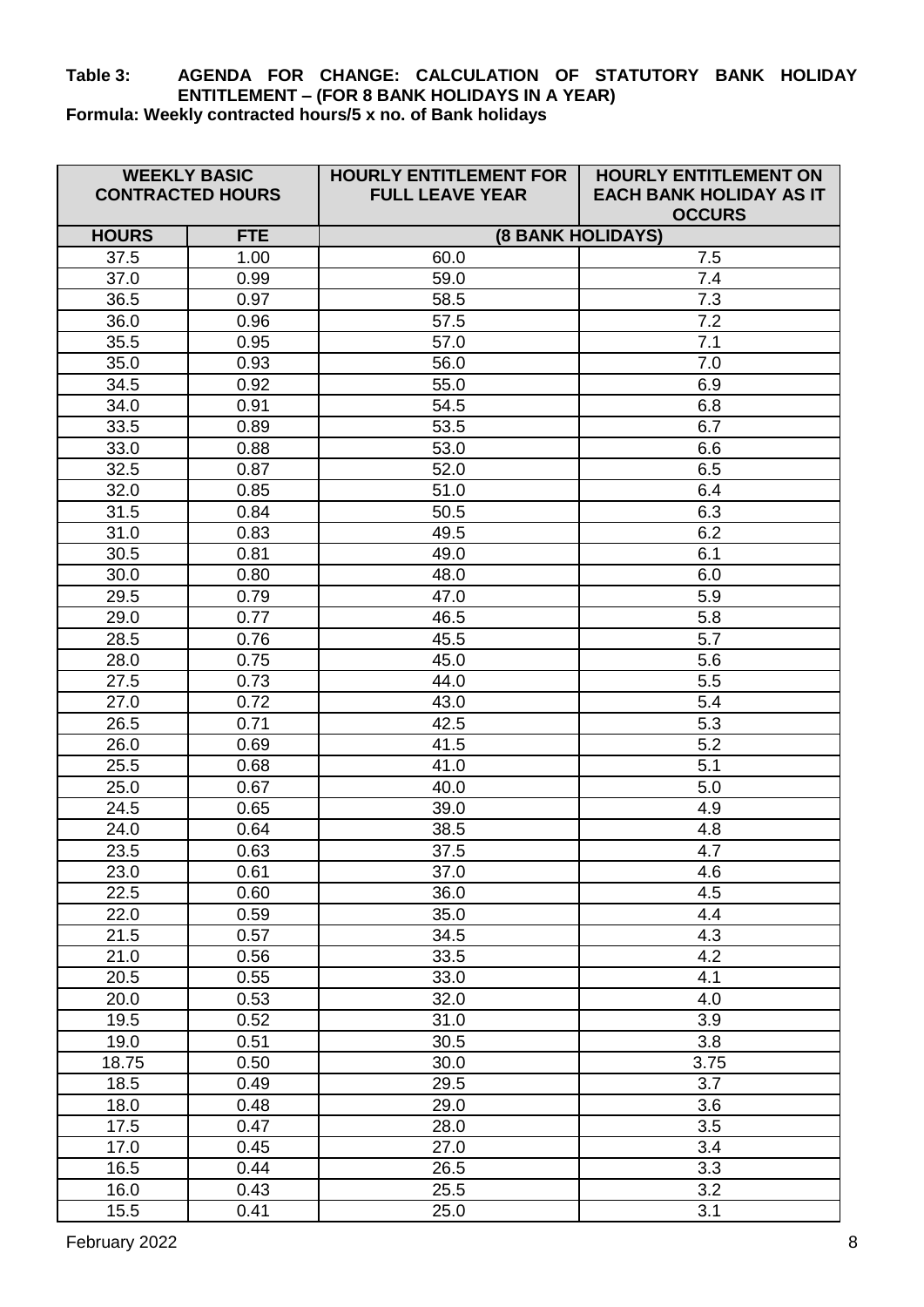**Table 3: AGENDA FOR CHANGE: CALCULATION OF STATUTORY BANK HOLIDAY ENTITLEMENT – (FOR 8 BANK HOLIDAYS IN A YEAR)**

**Formula: Weekly contracted hours/5 x no. of Bank holidays**

| WEEKLY BASIC CONTRACTED HOURS | | HOURLY ENTITLEMENT FOR FULL LEAVE YEAR | HOURLY ENTITLEMENT ON EACH BANK HOLIDAY AS IT OCCURS |
|---|---|---|---|
| HOURS | FTE | (8 BANK HOLIDAYS) | |
| 37.5 | 1.00 | 60.0 | 7.5 |
| 37.0 | 0.99 | 59.0 | 7.4 |
| 36.5 | 0.97 | 58.5 | 7.3 |
| 36.0 | 0.96 | 57.5 | 7.2 |
| 35.5 | 0.95 | 57.0 | 7.1 |
| 35.0 | 0.93 | 56.0 | 7.0 |
| 34.5 | 0.92 | 55.0 | 6.9 |
| 34.0 | 0.91 | 54.5 | 6.8 |
| 33.5 | 0.89 | 53.5 | 6.7 |
| 33.0 | 0.88 | 53.0 | 6.6 |
| 32.5 | 0.87 | 52.0 | 6.5 |
| 32.0 | 0.85 | 51.0 | 6.4 |
| 31.5 | 0.84 | 50.5 | 6.3 |
| 31.0 | 0.83 | 49.5 | 6.2 |
| 30.5 | 0.81 | 49.0 | 6.1 |
| 30.0 | 0.80 | 48.0 | 6.0 |
| 29.5 | 0.79 | 47.0 | 5.9 |
| 29.0 | 0.77 | 46.5 | 5.8 |
| 28.5 | 0.76 | 45.5 | 5.7 |
| 28.0 | 0.75 | 45.0 | 5.6 |
| 27.5 | 0.73 | 44.0 | 5.5 |
| 27.0 | 0.72 | 43.0 | 5.4 |
| 26.5 | 0.71 | 42.5 | 5.3 |
| 26.0 | 0.69 | 41.5 | 5.2 |
| 25.5 | 0.68 | 41.0 | 5.1 |
| 25.0 | 0.67 | 40.0 | 5.0 |
| 24.5 | 0.65 | 39.0 | 4.9 |
| 24.0 | 0.64 | 38.5 | 4.8 |
| 23.5 | 0.63 | 37.5 | 4.7 |
| 23.0 | 0.61 | 37.0 | 4.6 |
| 22.5 | 0.60 | 36.0 | 4.5 |
| 22.0 | 0.59 | 35.0 | 4.4 |
| 21.5 | 0.57 | 34.5 | 4.3 |
| 21.0 | 0.56 | 33.5 | 4.2 |
| 20.5 | 0.55 | 33.0 | 4.1 |
| 20.0 | 0.53 | 32.0 | 4.0 |
| 19.5 | 0.52 | 31.0 | 3.9 |
| 19.0 | 0.51 | 30.5 | 3.8 |
| 18.75 | 0.50 | 30.0 | 3.75 |
| 18.5 | 0.49 | 29.5 | 3.7 |
| 18.0 | 0.48 | 29.0 | 3.6 |
| 17.5 | 0.47 | 28.0 | 3.5 |
| 17.0 | 0.45 | 27.0 | 3.4 |
| 16.5 | 0.44 | 26.5 | 3.3 |
| 16.0 | 0.43 | 25.5 | 3.2 |
| 15.5 | 0.41 | 25.0 | 3.1 |

February 2022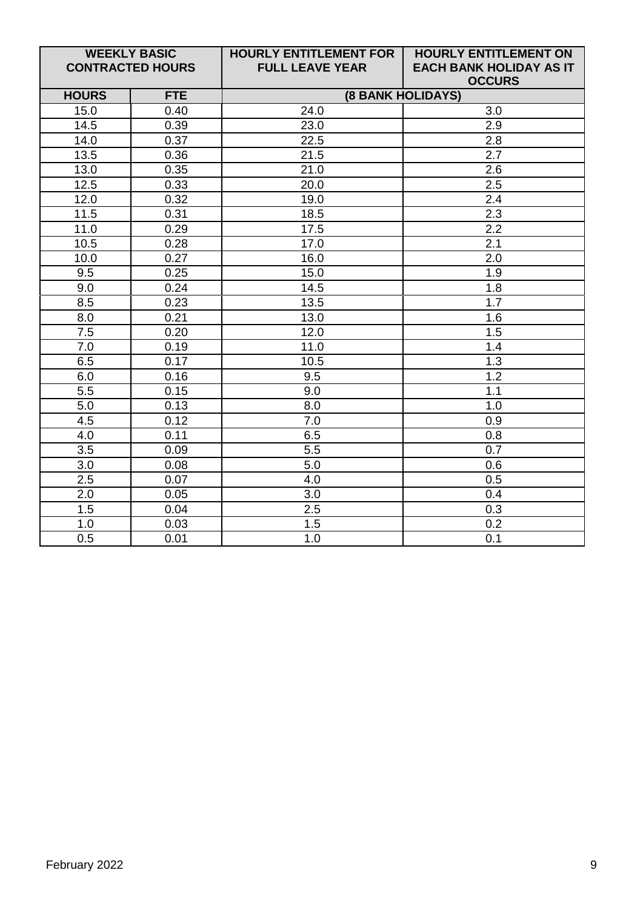| WEEKLY BASIC CONTRACTED HOURS | | HOURLY ENTITLEMENT FOR FULL LEAVE YEAR | HOURLY ENTITLEMENT ON EACH BANK HOLIDAY AS IT OCCURS |
|---|---|---|---|
| HOURS | FTE | (8 BANK HOLIDAYS) | |
| 15.0 | 0.40 | 24.0 | 3.0 |
| 14.5 | 0.39 | 23.0 | 2.9 |
| 14.0 | 0.37 | 22.5 | 2.8 |
| 13.5 | 0.36 | 21.5 | 2.7 |
| 13.0 | 0.35 | 21.0 | 2.6 |
| 12.5 | 0.33 | 20.0 | 2.5 |
| 12.0 | 0.32 | 19.0 | 2.4 |
| 11.5 | 0.31 | 18.5 | 2.3 |
| 11.0 | 0.29 | 17.5 | 2.2 |
| 10.5 | 0.28 | 17.0 | 2.1 |
| 10.0 | 0.27 | 16.0 | 2.0 |
| 9.5 | 0.25 | 15.0 | 1.9 |
| 9.0 | 0.24 | 14.5 | 1.8 |
| 8.5 | 0.23 | 13.5 | 1.7 |
| 8.0 | 0.21 | 13.0 | 1.6 |
| 7.5 | 0.20 | 12.0 | 1.5 |
| 7.0 | 0.19 | 11.0 | 1.4 |
| 6.5 | 0.17 | 10.5 | 1.3 |
| 6.0 | 0.16 | 9.5 | 1.2 |
| 5.5 | 0.15 | 9.0 | 1.1 |
| 5.0 | 0.13 | 8.0 | 1.0 |
| 4.5 | 0.12 | 7.0 | 0.9 |
| 4.0 | 0.11 | 6.5 | 0.8 |
| 3.5 | 0.09 | 5.5 | 0.7 |
| 3.0 | 0.08 | 5.0 | 0.6 |
| 2.5 | 0.07 | 4.0 | 0.5 |
| 2.0 | 0.05 | 3.0 | 0.4 |
| 1.5 | 0.04 | 2.5 | 0.3 |
| 1.0 | 0.03 | 1.5 | 0.2 |
| 0.5 | 0.01 | 1.0 | 0.1 |

February 2022